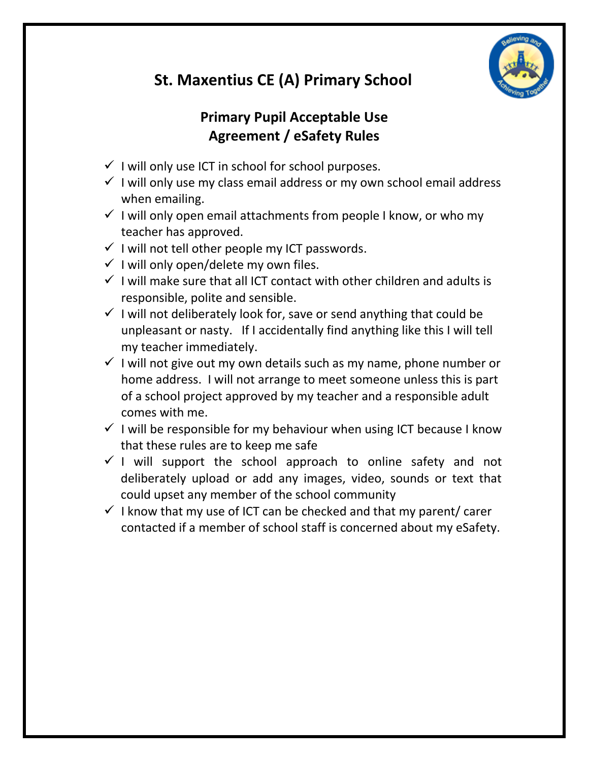# St. Maxentius CE (A) Primary School

## Primary Pupil Acceptable Use Agreement / eSafety Rules

- ✓ I will only use ICT in school for school purposes.
- ✓ I will only use my class email address or my own school email address when emailing.
- ✓ I will only open email attachments from people I know, or who my teacher has approved.
- ✓ I will not tell other people my ICT passwords.
- ✓ I will only open/delete my own files.
- ✓ I will make sure that all ICT contact with other children and adults is responsible, polite and sensible.
- ✓ I will not deliberately look for, save or send anything that could be unpleasant or nasty. If I accidentally find anything like this I will tell my teacher immediately.
- ✓ I will not give out my own details such as my name, phone number or home address. I will not arrange to meet someone unless this is part of a school project approved by my teacher and a responsible adult comes with me.
- ✓ I will be responsible for my behaviour when using ICT because I know that these rules are to keep me safe
- ✓ I will support the school approach to online safety and not deliberately upload or add any images, video, sounds or text that could upset any member of the school community
- ✓ I know that my use of ICT can be checked and that my parent/ carer contacted if a member of school staff is concerned about my eSafety.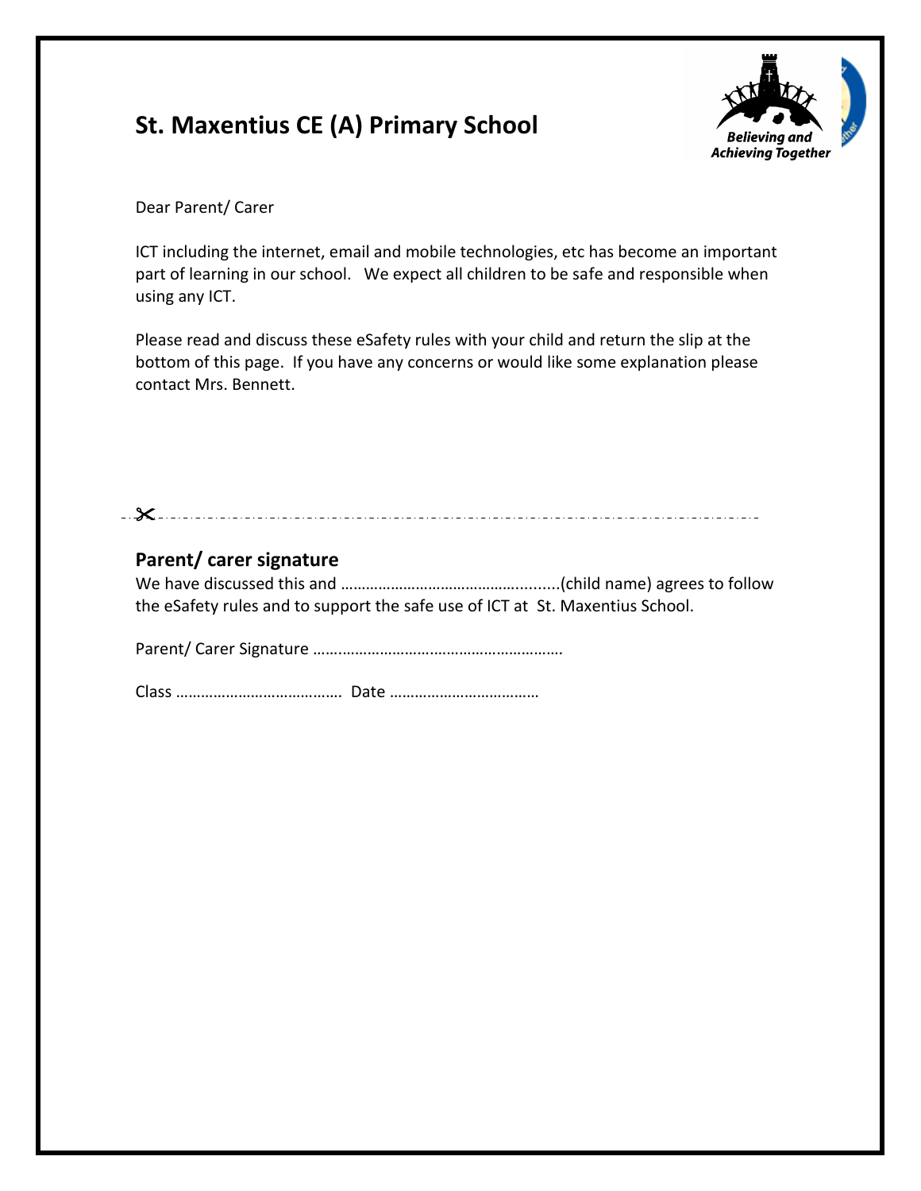# St. Maxentius CE (A) Primary School

*Believing and Achieving Together*

Dear Parent/ Carer

ICT including the internet, email and mobile technologies, etc has become an important part of learning in our school. We expect all children to be safe and responsible when using any ICT.

Please read and discuss these eSafety rules with your child and return the slip at the bottom of this page. If you have any concerns or would like some explanation please contact Mrs. Bennett.

✂- - - - - - - - - - - - - - - - - - - - - - - - - - - - - - - - - - - - - - - - - - - - - - - - - - - -

## Parent/ carer signature

We have discussed this and …………………………………….........(child name) agrees to follow the eSafety rules and to support the safe use of ICT at St. Maxentius School.

Parent/ Carer Signature …….…………………….…………………………

Class …………………………………. Date ………………………………